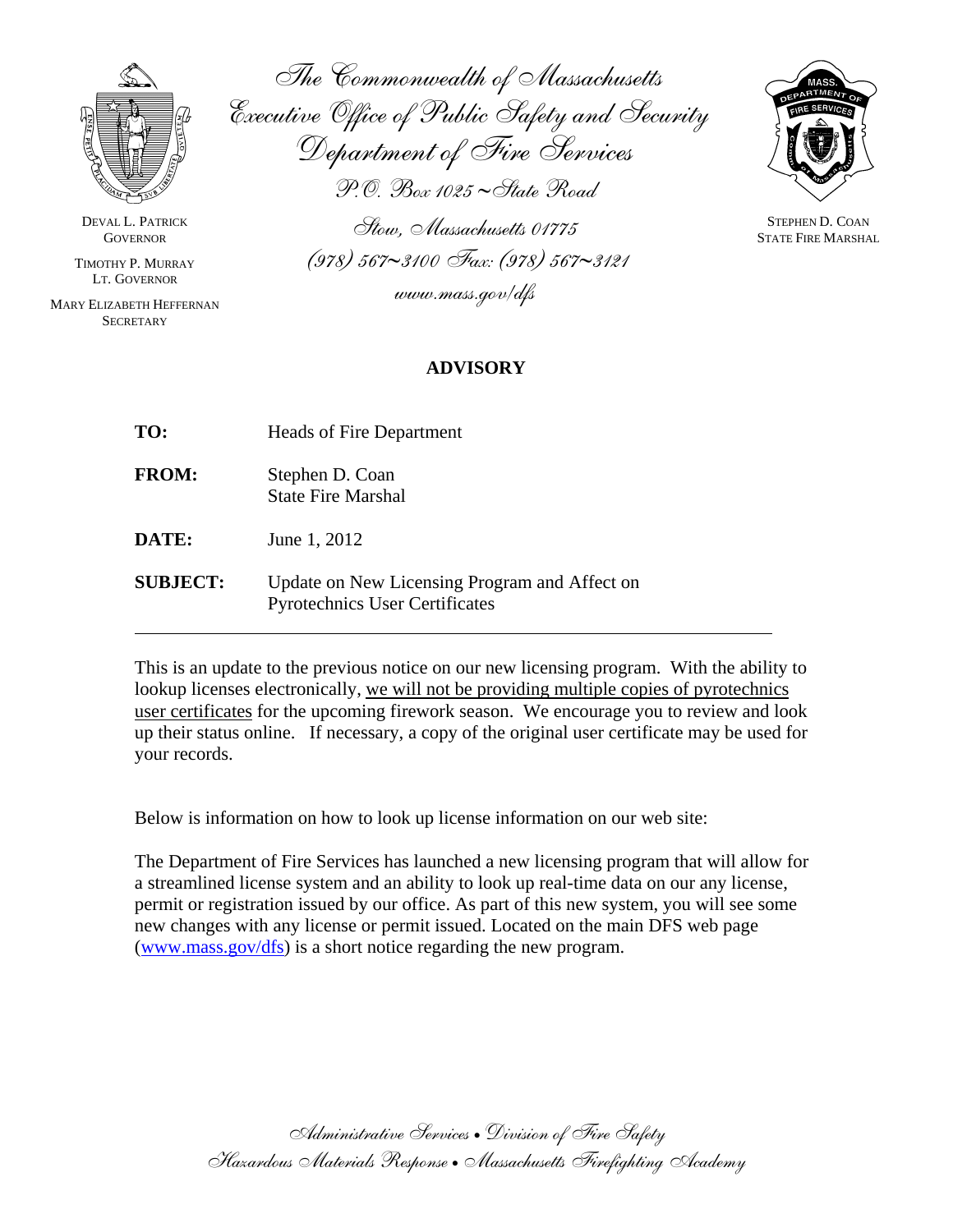The Commonwealth of Massachusetts
Executive Office of Public Safety and Security
Department of Fire Services
P.O. Box 1025 ~ State Road
Stow, Massachusetts 01775
(978) 567~3100 Fax: (978) 567~3121
www.mass.gov/dfs

DEVAL L. PATRICK
GOVERNOR

TIMOTHY P. MURRAY
LT. GOVERNOR

MARY ELIZABETH HEFFERNAN
SECRETARY

STEPHEN D. COAN
STATE FIRE MARSHAL

## ADVISORY

**TO:** Heads of Fire Department

**FROM:** Stephen D. Coan
State Fire Marshal

**DATE:** June 1, 2012

**SUBJECT:** Update on New Licensing Program and Affect on Pyrotechnics User Certificates

---

This is an update to the previous notice on our new licensing program. With the ability to lookup licenses electronically, we will not be providing multiple copies of pyrotechnics user certificates for the upcoming firework season. We encourage you to review and look up their status online. If necessary, a copy of the original user certificate may be used for your records.

Below is information on how to look up license information on our web site:

The Department of Fire Services has launched a new licensing program that will allow for a streamlined license system and an ability to look up real-time data on our any license, permit or registration issued by our office. As part of this new system, you will see some new changes with any license or permit issued. Located on the main DFS web page (www.mass.gov/dfs) is a short notice regarding the new program.

Administrative Services • Division of Fire Safety
Hazardous Materials Response • Massachusetts Firefighting Academy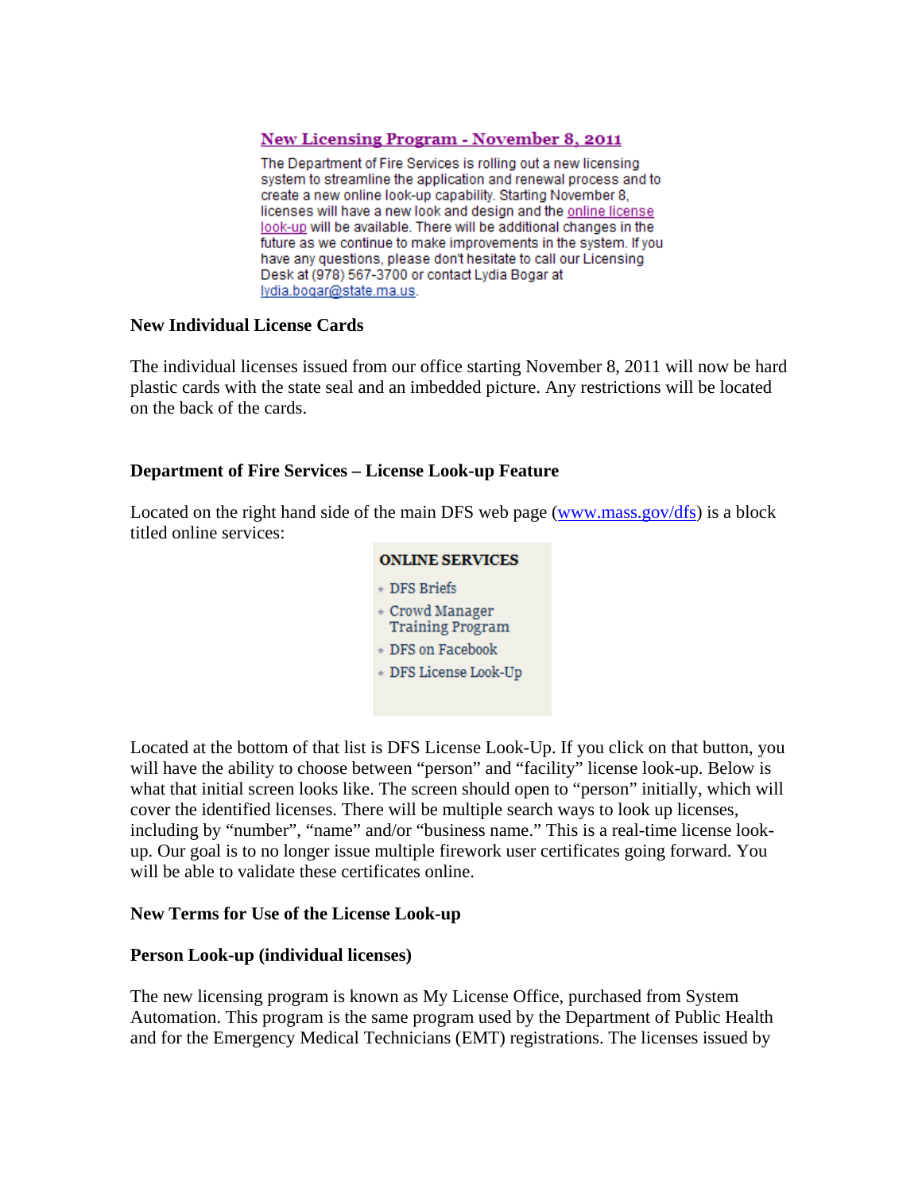**New Licensing Program - November 8, 2011**

The Department of Fire Services is rolling out a new licensing system to streamline the application and renewal process and to create a new online look-up capability. Starting November 8, licenses will have a new look and design and the online license look-up will be available. There will be additional changes in the future as we continue to make improvements in the system. If you have any questions, please don't hesitate to call our Licensing Desk at (978) 567-3700 or contact Lydia Bogar at lydia.bogar@state.ma.us.

**New Individual License Cards**

The individual licenses issued from our office starting November 8, 2011 will now be hard plastic cards with the state seal and an imbedded picture. Any restrictions will be located on the back of the cards.

**Department of Fire Services – License Look-up Feature**

Located on the right hand side of the main DFS web page (www.mass.gov/dfs) is a block titled online services:

**ONLINE SERVICES**

- DFS Briefs
- Crowd Manager Training Program
- DFS on Facebook
- DFS License Look-Up

Located at the bottom of that list is DFS License Look-Up. If you click on that button, you will have the ability to choose between "person" and "facility" license look-up. Below is what that initial screen looks like. The screen should open to "person" initially, which will cover the identified licenses. There will be multiple search ways to look up licenses, including by "number", "name" and/or "business name." This is a real-time license look-up. Our goal is to no longer issue multiple firework user certificates going forward. You will be able to validate these certificates online.

**New Terms for Use of the License Look-up**

**Person Look-up (individual licenses)**

The new licensing program is known as My License Office, purchased from System Automation. This program is the same program used by the Department of Public Health and for the Emergency Medical Technicians (EMT) registrations. The licenses issued by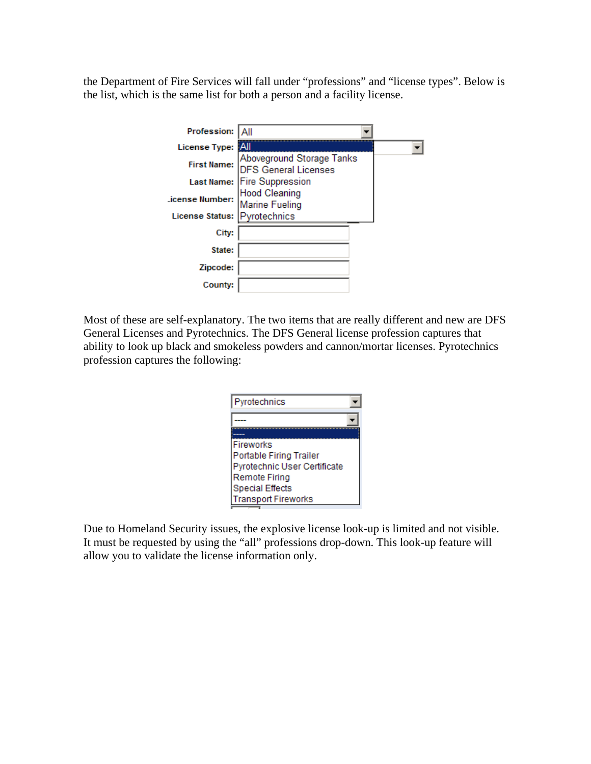the Department of Fire Services will fall under "professions" and "license types". Below is the list, which is the same list for both a person and a facility license.

Profession: All

License Type:

- All
- Aboveground Storage Tanks
- DFS General Licenses
- Fire Suppression
- Hood Cleaning
- Marine Fueling
- Pyrotechnics

First Name:

Last Name:

License Number:

License Status:

City:

State:

Zipcode:

County:

Most of these are self-explanatory. The two items that are really different and new are DFS General Licenses and Pyrotechnics. The DFS General license profession captures that ability to look up black and smokeless powders and cannon/mortar licenses. Pyrotechnics profession captures the following:

Pyrotechnics

- ----
- Fireworks
- Portable Firing Trailer
- Pyrotechnic User Certificate
- Remote Firing
- Special Effects
- Transport Fireworks

Due to Homeland Security issues, the explosive license look-up is limited and not visible. It must be requested by using the "all" professions drop-down. This look-up feature will allow you to validate the license information only.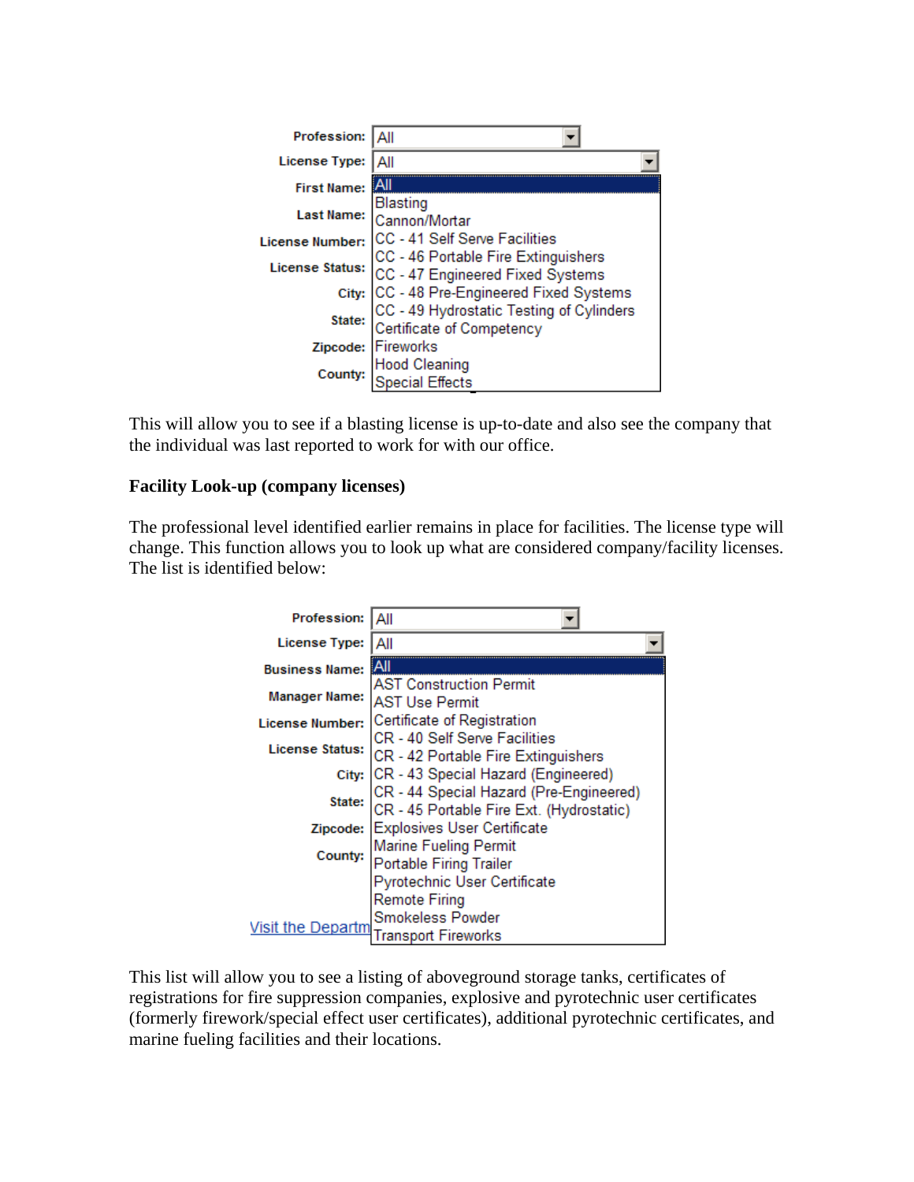Profession: All

License Type: All

First Name:

Last Name:

License Number:

License Status:

City:

State:

Zipcode:

County:

- All
- Blasting
- Cannon/Mortar
- CC - 41 Self Serve Facilities
- CC - 46 Portable Fire Extinguishers
- CC - 47 Engineered Fixed Systems
- CC - 48 Pre-Engineered Fixed Systems
- CC - 49 Hydrostatic Testing of Cylinders
- Certificate of Competency
- Fireworks
- Hood Cleaning
- Special Effects

This will allow you to see if a blasting license is up-to-date and also see the company that the individual was last reported to work for with our office.

**Facility Look-up (company licenses)**

The professional level identified earlier remains in place for facilities. The license type will change. This function allows you to look up what are considered company/facility licenses. The list is identified below:

Profession: All

License Type: All

Business Name:

Manager Name:

License Number:

License Status:

City:

State:

Zipcode:

County:

- All
- AST Construction Permit
- AST Use Permit
- Certificate of Registration
- CR - 40 Self Serve Facilities
- CR - 42 Portable Fire Extinguishers
- CR - 43 Special Hazard (Engineered)
- CR - 44 Special Hazard (Pre-Engineered)
- CR - 45 Portable Fire Ext. (Hydrostatic)
- Explosives User Certificate
- Marine Fueling Permit
- Portable Firing Trailer
- Pyrotechnic User Certificate
- Remote Firing
- Smokeless Powder
- Transport Fireworks

Visit the Departm

This list will allow you to see a listing of aboveground storage tanks, certificates of registrations for fire suppression companies, explosive and pyrotechnic user certificates (formerly firework/special effect user certificates), additional pyrotechnic certificates, and marine fueling facilities and their locations.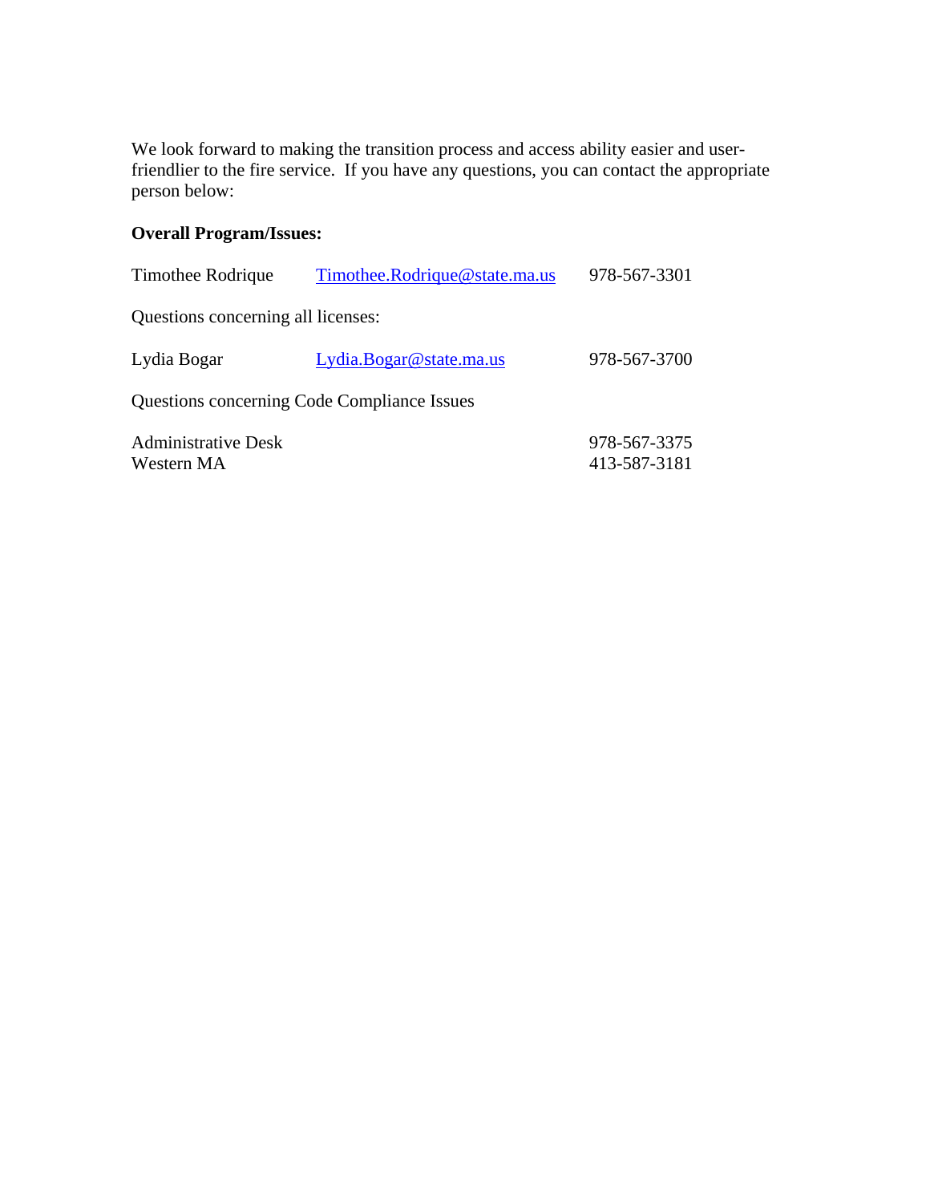We look forward to making the transition process and access ability easier and user-friendlier to the fire service. If you have any questions, you can contact the appropriate person below:

**Overall Program/Issues:**

| | | |
|---|---|---|
| Timothee Rodrique | Timothee.Rodrique@state.ma.us | 978-567-3301 |

Questions concerning all licenses:

| | | |
|---|---|---|
| Lydia Bogar | Lydia.Bogar@state.ma.us | 978-567-3700 |

Questions concerning Code Compliance Issues

| | |
|---|---|
| Administrative Desk | 978-567-3375 |
| Western MA | 413-587-3181 |